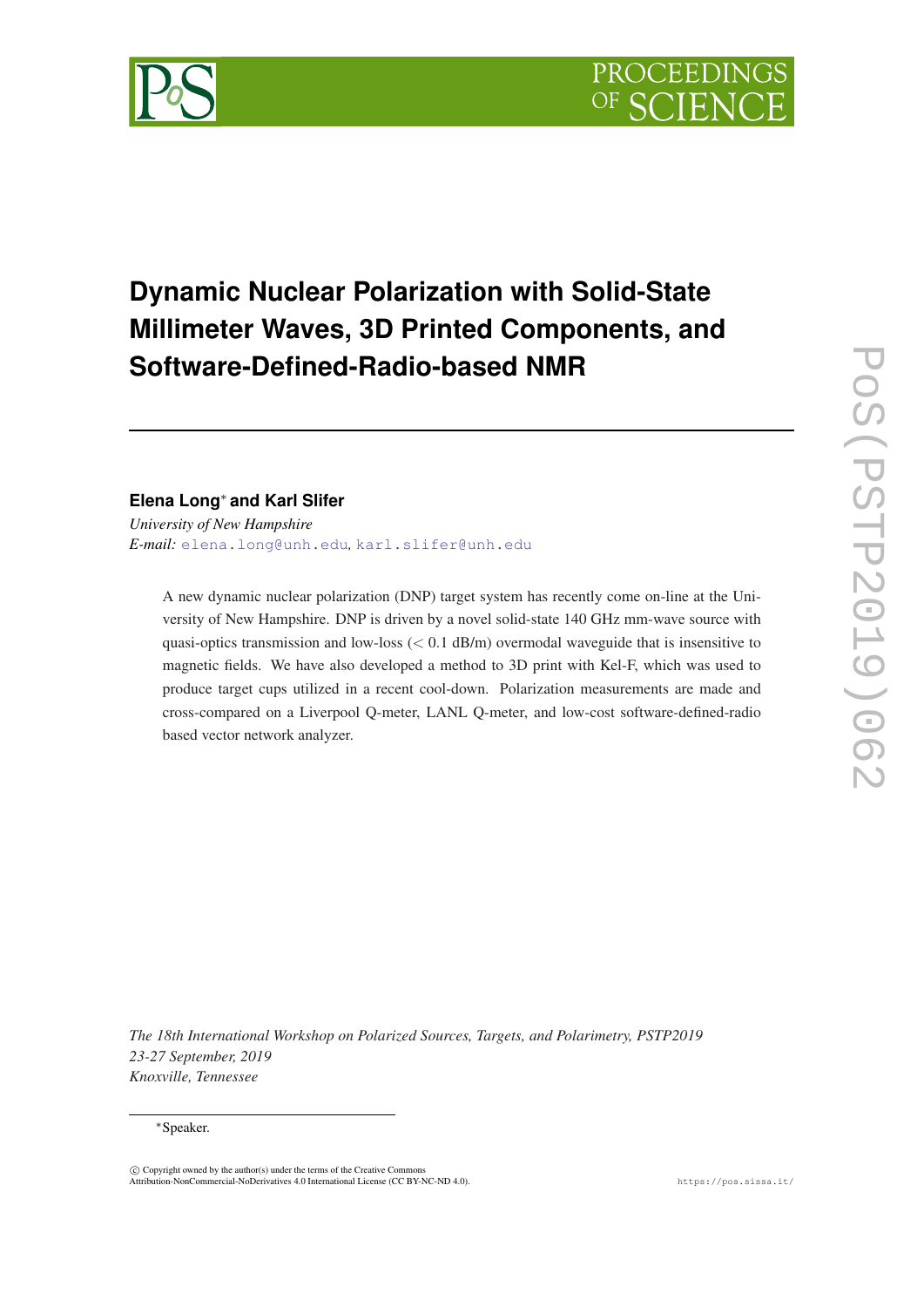# Dynamic Nuclear Polarization with Solid-State Millimeter Waves, 3D Printed Components, and Software-Defined-Radio-based NMR

**Elena Long[∗] and Karl Slifer**

*University of New Hampshire*
*E-mail:* elena.long@unh.edu, karl.slifer@unh.edu

A new dynamic nuclear polarization (DNP) target system has recently come on-line at the University of New Hampshire. DNP is driven by a novel solid-state 140 GHz mm-wave source with quasi-optics transmission and low-loss ($<$ 0.1 dB/m) overmodal waveguide that is insensitive to magnetic fields. We have also developed a method to 3D print with Kel-F, which was used to produce target cups utilized in a recent cool-down. Polarization measurements are made and cross-compared on a Liverpool Q-meter, LANL Q-meter, and low-cost software-defined-radio based vector network analyzer.

*The 18th International Workshop on Polarized Sources, Targets, and Polarimetry, PSTP2019*
*23-27 September, 2019*
*Knoxville, Tennessee*

[∗]Speaker.

© Copyright owned by the author(s) under the terms of the Creative Commons Attribution-NonCommercial-NoDerivatives 4.0 International License (CC BY-NC-ND 4.0).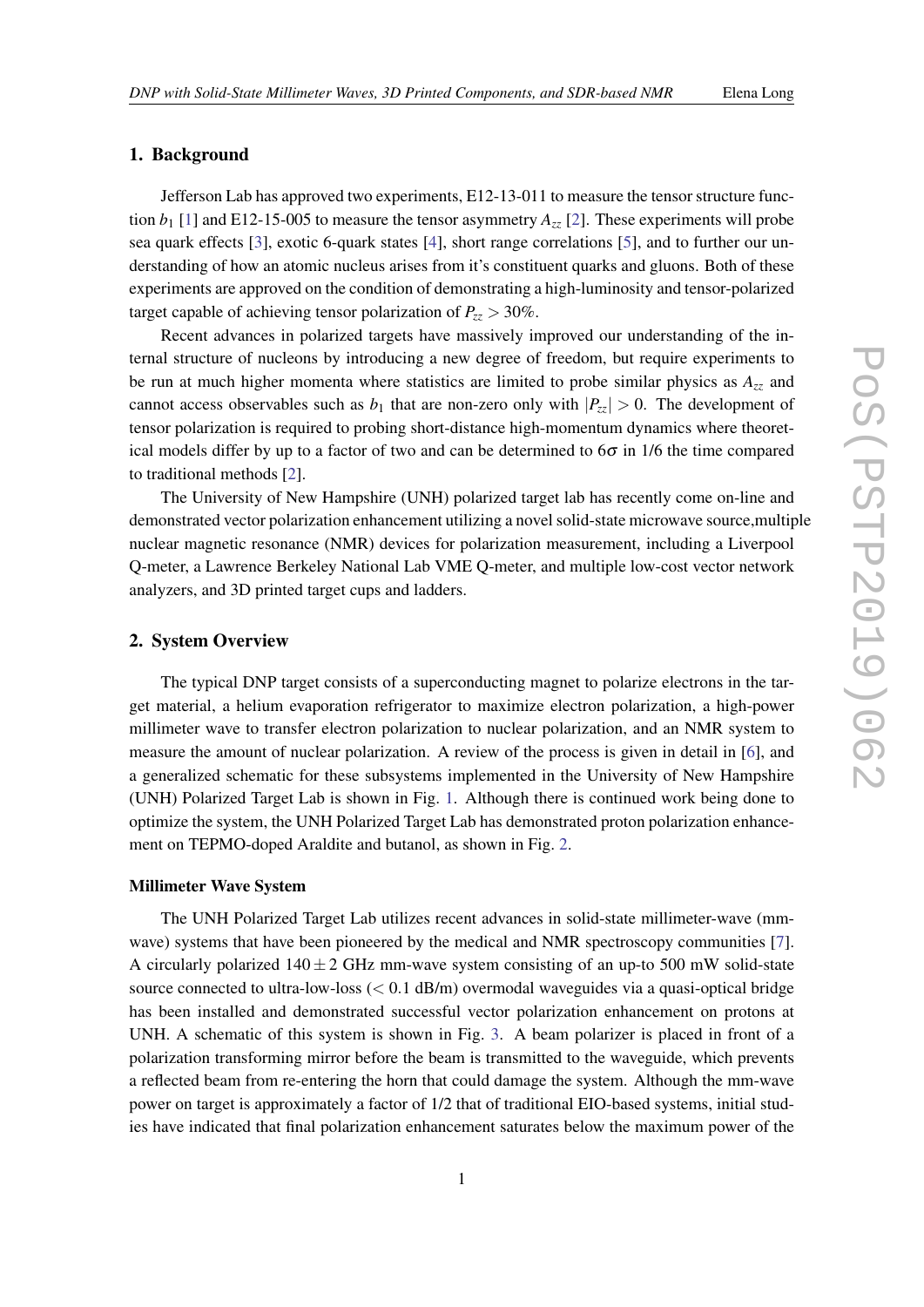## 1. Background

Jefferson Lab has approved two experiments, E12-13-011 to measure the tensor structure function $b_1$ [1] and E12-15-005 to measure the tensor asymmetry $A_{zz}$ [2]. These experiments will probe sea quark effects [3], exotic 6-quark states [4], short range correlations [5], and to further our understanding of how an atomic nucleus arises from it's constituent quarks and gluons. Both of these experiments are approved on the condition of demonstrating a high-luminosity and tensor-polarized target capable of achieving tensor polarization of $P_{zz} > 30\%$.

Recent advances in polarized targets have massively improved our understanding of the internal structure of nucleons by introducing a new degree of freedom, but require experiments to be run at much higher momenta where statistics are limited to probe similar physics as $A_{zz}$ and cannot access observables such as $b_1$ that are non-zero only with $|P_{zz}| > 0$. The development of tensor polarization is required to probing short-distance high-momentum dynamics where theoretical models differ by up to a factor of two and can be determined to $6\sigma$ in 1/6 the time compared to traditional methods [2].

The University of New Hampshire (UNH) polarized target lab has recently come on-line and demonstrated vector polarization enhancement utilizing a novel solid-state microwave source,multiple nuclear magnetic resonance (NMR) devices for polarization measurement, including a Liverpool Q-meter, a Lawrence Berkeley National Lab VME Q-meter, and multiple low-cost vector network analyzers, and 3D printed target cups and ladders.

## 2. System Overview

The typical DNP target consists of a superconducting magnet to polarize electrons in the target material, a helium evaporation refrigerator to maximize electron polarization, a high-power millimeter wave to transfer electron polarization to nuclear polarization, and an NMR system to measure the amount of nuclear polarization. A review of the process is given in detail in [6], and a generalized schematic for these subsystems implemented in the University of New Hampshire (UNH) Polarized Target Lab is shown in Fig. 1. Although there is continued work being done to optimize the system, the UNH Polarized Target Lab has demonstrated proton polarization enhancement on TEPMO-doped Araldite and butanol, as shown in Fig. 2.

### Millimeter Wave System

The UNH Polarized Target Lab utilizes recent advances in solid-state millimeter-wave (mm-wave) systems that have been pioneered by the medical and NMR spectroscopy communities [7]. A circularly polarized $140 \pm 2$ GHz mm-wave system consisting of an up-to 500 mW solid-state source connected to ultra-low-loss ($< 0.1$ dB/m) overmodal waveguides via a quasi-optical bridge has been installed and demonstrated successful vector polarization enhancement on protons at UNH. A schematic of this system is shown in Fig. 3. A beam polarizer is placed in front of a polarization transforming mirror before the beam is transmitted to the waveguide, which prevents a reflected beam from re-entering the horn that could damage the system. Although the mm-wave power on target is approximately a factor of 1/2 that of traditional EIO-based systems, initial studies have indicated that final polarization enhancement saturates below the maximum power of the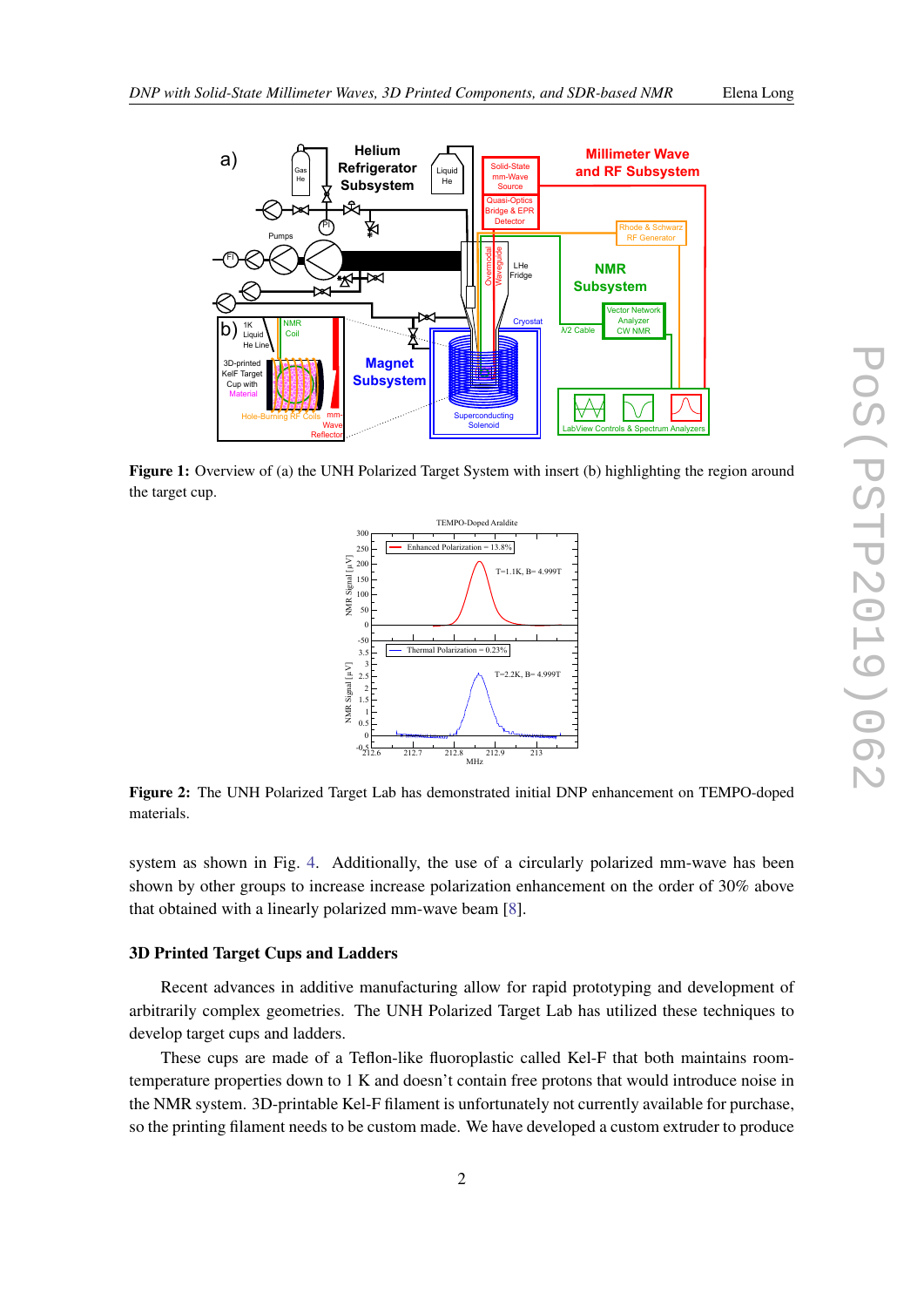**Figure 1:** Overview of (a) the UNH Polarized Target System with insert (b) highlighting the region around the target cup.

**Figure 2:** The UNH Polarized Target Lab has demonstrated initial DNP enhancement on TEMPO-doped materials.

system as shown in Fig. 4. Additionally, the use of a circularly polarized mm-wave has been shown by other groups to increase increase polarization enhancement on the order of 30% above that obtained with a linearly polarized mm-wave beam [8].

### 3D Printed Target Cups and Ladders

Recent advances in additive manufacturing allow for rapid prototyping and development of arbitrarily complex geometries. The UNH Polarized Target Lab has utilized these techniques to develop target cups and ladders.

These cups are made of a Teflon-like fluoroplastic called Kel-F that both maintains room-temperature properties down to 1 K and doesn't contain free protons that would introduce noise in the NMR system. 3D-printable Kel-F filament is unfortunately not currently available for purchase, so the printing filament needs to be custom made. We have developed a custom extruder to produce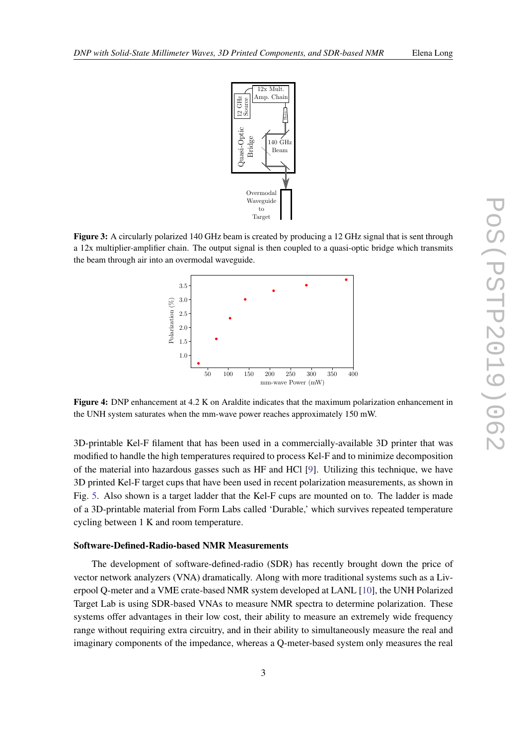**Figure 3:** A circularly polarized 140 GHz beam is created by producing a 12 GHz signal that is sent through a 12x multiplier-amplifier chain. The output signal is then coupled to a quasi-optic bridge which transmits the beam through air into an overmodal waveguide.

**Figure 4:** DNP enhancement at 4.2 K on Araldite indicates that the maximum polarization enhancement in the UNH system saturates when the mm-wave power reaches approximately 150 mW.

3D-printable Kel-F filament that has been used in a commercially-available 3D printer that was modified to handle the high temperatures required to process Kel-F and to minimize decomposition of the material into hazardous gasses such as HF and HCl [9]. Utilizing this technique, we have 3D printed Kel-F target cups that have been used in recent polarization measurements, as shown in Fig. 5. Also shown is a target ladder that the Kel-F cups are mounted on to. The ladder is made of a 3D-printable material from Form Labs called 'Durable,' which survives repeated temperature cycling between 1 K and room temperature.

### Software-Defined-Radio-based NMR Measurements

The development of software-defined-radio (SDR) has recently brought down the price of vector network analyzers (VNA) dramatically. Along with more traditional systems such as a Liverpool Q-meter and a VME crate-based NMR system developed at LANL [10], the UNH Polarized Target Lab is using SDR-based VNAs to measure NMR spectra to determine polarization. These systems offer advantages in their low cost, their ability to measure an extremely wide frequency range without requiring extra circuitry, and in their ability to simultaneously measure the real and imaginary components of the impedance, whereas a Q-meter-based system only measures the real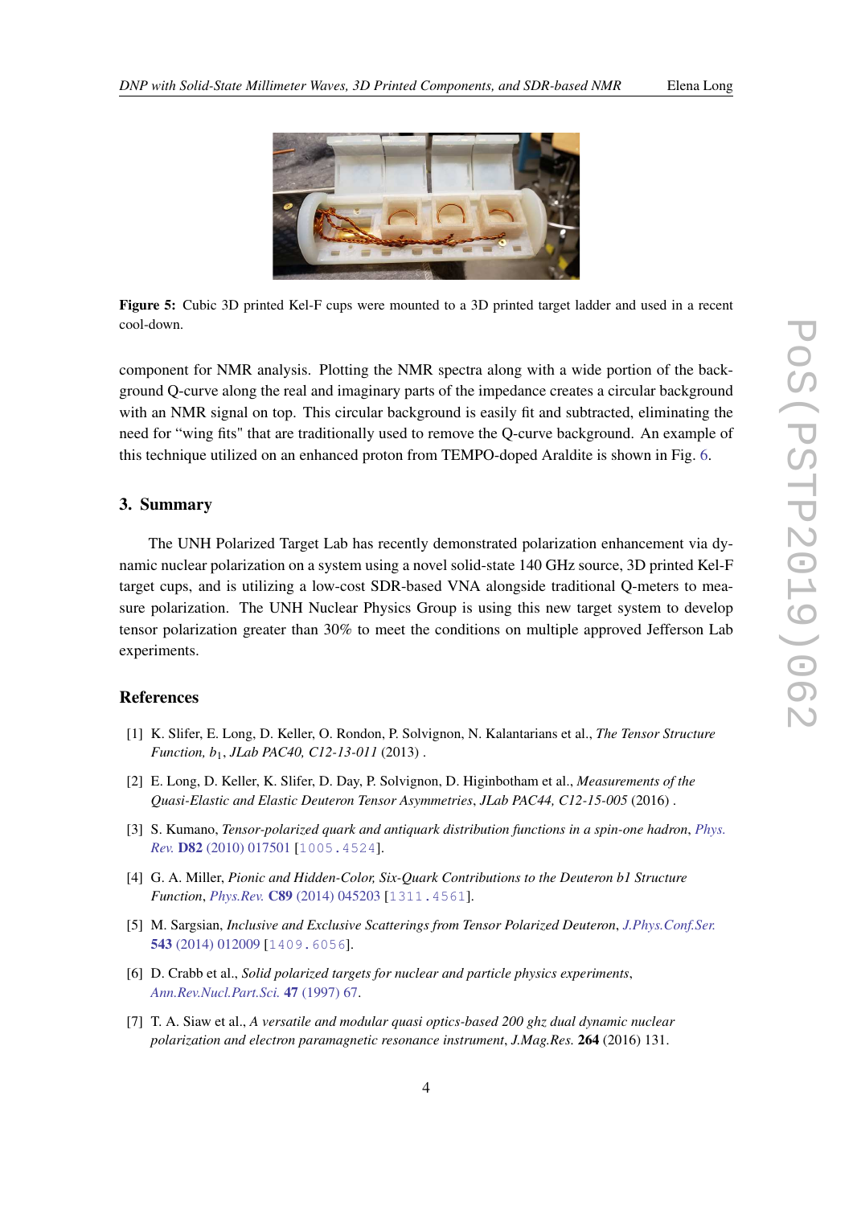Figure 5: Cubic 3D printed Kel-F cups were mounted to a 3D printed target ladder and used in a recent cool-down.

component for NMR analysis. Plotting the NMR spectra along with a wide portion of the background Q-curve along the real and imaginary parts of the impedance creates a circular background with an NMR signal on top. This circular background is easily fit and subtracted, eliminating the need for "wing fits" that are traditionally used to remove the Q-curve background. An example of this technique utilized on an enhanced proton from TEMPO-doped Araldite is shown in Fig. 6.

## 3. Summary

The UNH Polarized Target Lab has recently demonstrated polarization enhancement via dynamic nuclear polarization on a system using a novel solid-state 140 GHz source, 3D printed Kel-F target cups, and is utilizing a low-cost SDR-based VNA alongside traditional Q-meters to measure polarization. The UNH Nuclear Physics Group is using this new target system to develop tensor polarization greater than 30% to meet the conditions on multiple approved Jefferson Lab experiments.

## References

[1] K. Slifer, E. Long, D. Keller, O. Rondon, P. Solvignon, N. Kalantarians et al., *The Tensor Structure Function, $b_1$*, *JLab PAC40, C12-13-011* (2013) .

[2] E. Long, D. Keller, K. Slifer, D. Day, P. Solvignon, D. Higinbotham et al., *Measurements of the Quasi-Elastic and Elastic Deuteron Tensor Asymmetries*, *JLab PAC44, C12-15-005* (2016) .

[3] S. Kumano, *Tensor-polarized quark and antiquark distribution functions in a spin-one hadron*, Phys. Rev. **D82** (2010) 017501 [1005.4524].

[4] G. A. Miller, *Pionic and Hidden-Color, Six-Quark Contributions to the Deuteron b1 Structure Function*, Phys.Rev. **C89** (2014) 045203 [1311.4561].

[5] M. Sargsian, *Inclusive and Exclusive Scatterings from Tensor Polarized Deuteron*, J.Phys.Conf.Ser. **543** (2014) 012009 [1409.6056].

[6] D. Crabb et al., *Solid polarized targets for nuclear and particle physics experiments*, Ann.Rev.Nucl.Part.Sci. **47** (1997) 67.

[7] T. A. Siaw et al., *A versatile and modular quasi optics-based 200 ghz dual dynamic nuclear polarization and electron paramagnetic resonance instrument*, J.Mag.Res. **264** (2016) 131.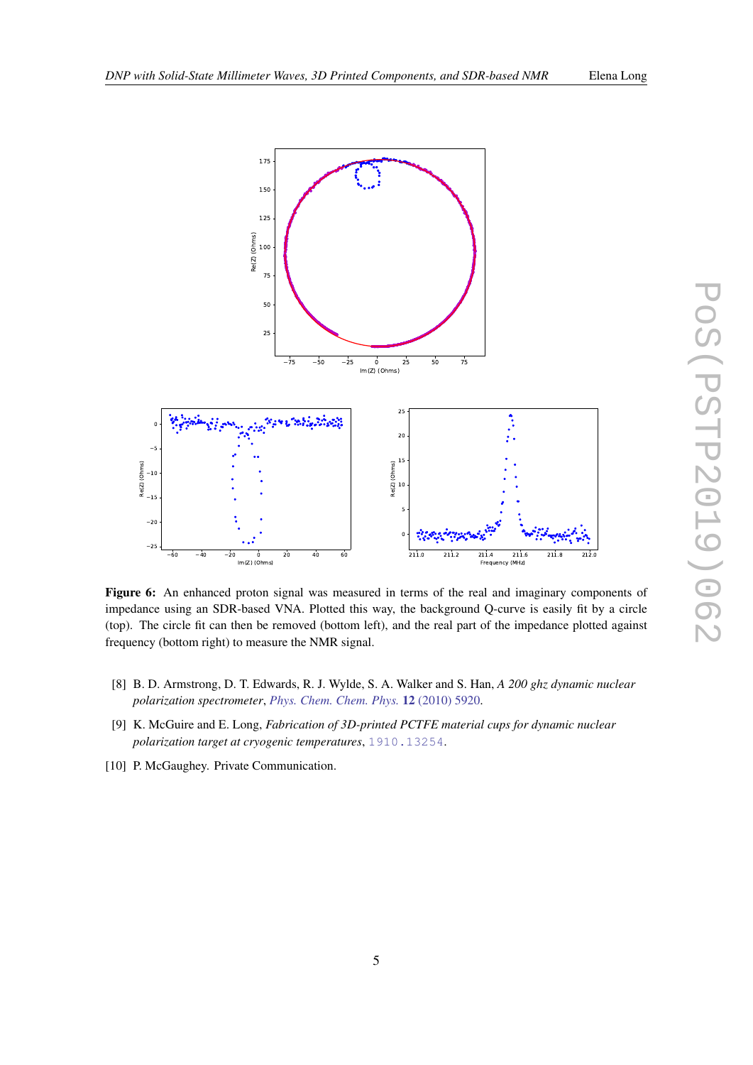175
150
125
100
75
50
25
Re(Z) (Ohms)
−75 −50 −25 0 25 50 75
Im(Z) (Ohms)

0
−5
−10
−15
−20
−25
Re(Z) (Ohms)
−60 −40 −20 0 20 40 60
Im(Z) (Ohms)

25
20
15
10
5
0
Re(Z) (Ohms)
211.0 211.2 211.4 211.6 211.8 212.0
Frequency (MHz)

**Figure 6:** An enhanced proton signal was measured in terms of the real and imaginary components of impedance using an SDR-based VNA. Plotted this way, the background Q-curve is easily fit by a circle (top). The circle fit can then be removed (bottom left), and the real part of the impedance plotted against frequency (bottom right) to measure the NMR signal.

[8] B. D. Armstrong, D. T. Edwards, R. J. Wylde, S. A. Walker and S. Han, *A 200 ghz dynamic nuclear polarization spectrometer*, Phys. Chem. Chem. Phys. **12** (2010) 5920.

[9] K. McGuire and E. Long, *Fabrication of 3D-printed PCTFE material cups for dynamic nuclear polarization target at cryogenic temperatures*, 1910.13254.

[10] P. McGaughey. Private Communication.